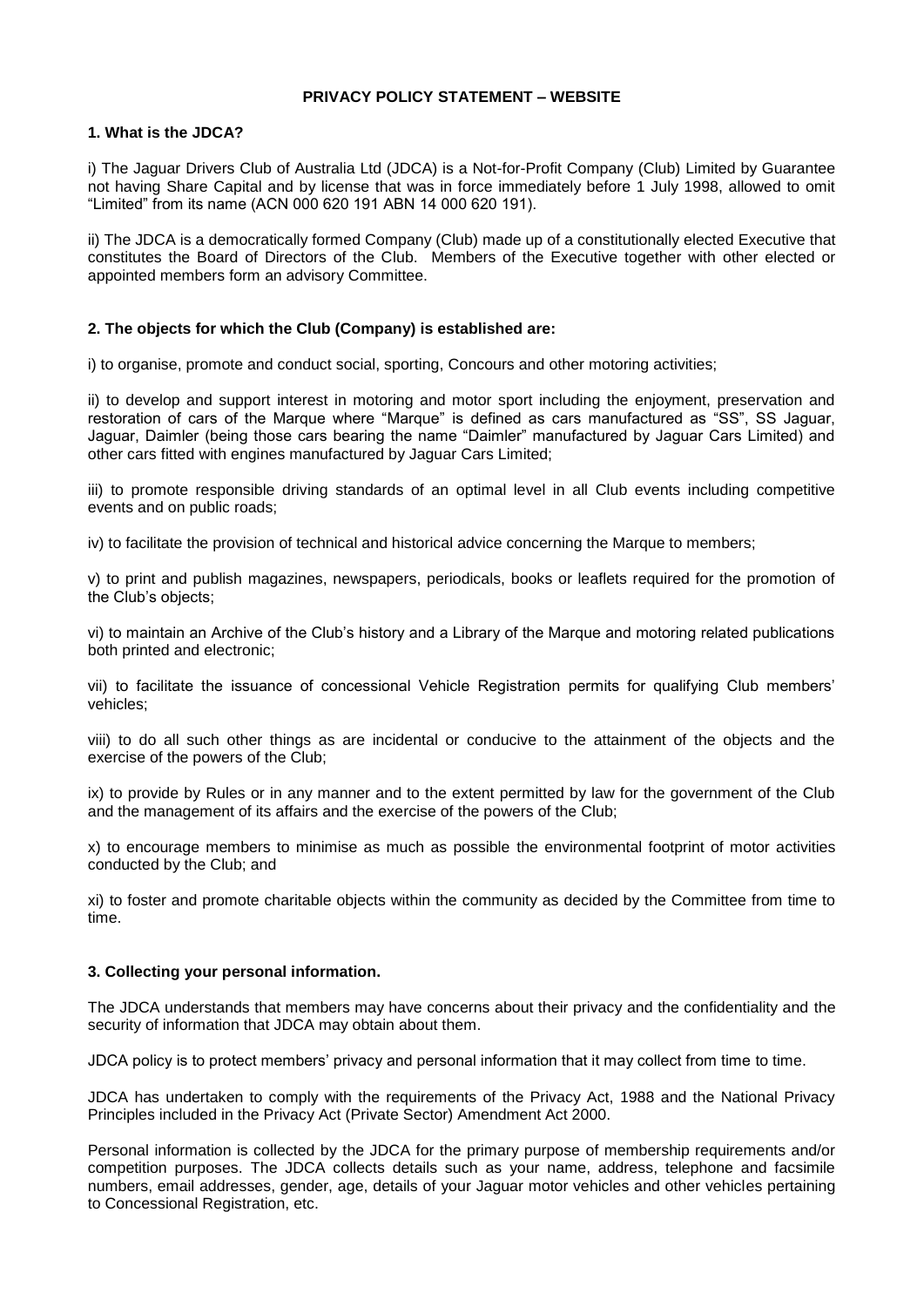# PRIVACY POLICY STATEMENT – WEBSITE

## 1. What is the JDCA?

i) The Jaguar Drivers Club of Australia Ltd (JDCA) is a Not-for-Profit Company (Club) Limited by Guarantee not having Share Capital and by license that was in force immediately before 1 July 1998, allowed to omit "Limited" from its name (ACN 000 620 191 ABN 14 000 620 191).

ii) The JDCA is a democratically formed Company (Club) made up of a constitutionally elected Executive that constitutes the Board of Directors of the Club. Members of the Executive together with other elected or appointed members form an advisory Committee.

## 2. The objects for which the Club (Company) is established are:

i) to organise, promote and conduct social, sporting, Concours and other motoring activities;

ii) to develop and support interest in motoring and motor sport including the enjoyment, preservation and restoration of cars of the Marque where "Marque" is defined as cars manufactured as "SS", SS Jaguar, Jaguar, Daimler (being those cars bearing the name "Daimler" manufactured by Jaguar Cars Limited) and other cars fitted with engines manufactured by Jaguar Cars Limited;

iii) to promote responsible driving standards of an optimal level in all Club events including competitive events and on public roads;

iv) to facilitate the provision of technical and historical advice concerning the Marque to members;

v) to print and publish magazines, newspapers, periodicals, books or leaflets required for the promotion of the Club's objects;

vi) to maintain an Archive of the Club's history and a Library of the Marque and motoring related publications both printed and electronic;

vii) to facilitate the issuance of concessional Vehicle Registration permits for qualifying Club members' vehicles;

viii) to do all such other things as are incidental or conducive to the attainment of the objects and the exercise of the powers of the Club;

ix) to provide by Rules or in any manner and to the extent permitted by law for the government of the Club and the management of its affairs and the exercise of the powers of the Club;

x) to encourage members to minimise as much as possible the environmental footprint of motor activities conducted by the Club; and

xi) to foster and promote charitable objects within the community as decided by the Committee from time to time.

## 3. Collecting your personal information.

The JDCA understands that members may have concerns about their privacy and the confidentiality and the security of information that JDCA may obtain about them.

JDCA policy is to protect members' privacy and personal information that it may collect from time to time.

JDCA has undertaken to comply with the requirements of the Privacy Act, 1988 and the National Privacy Principles included in the Privacy Act (Private Sector) Amendment Act 2000.

Personal information is collected by the JDCA for the primary purpose of membership requirements and/or competition purposes. The JDCA collects details such as your name, address, telephone and facsimile numbers, email addresses, gender, age, details of your Jaguar motor vehicles and other vehicles pertaining to Concessional Registration, etc.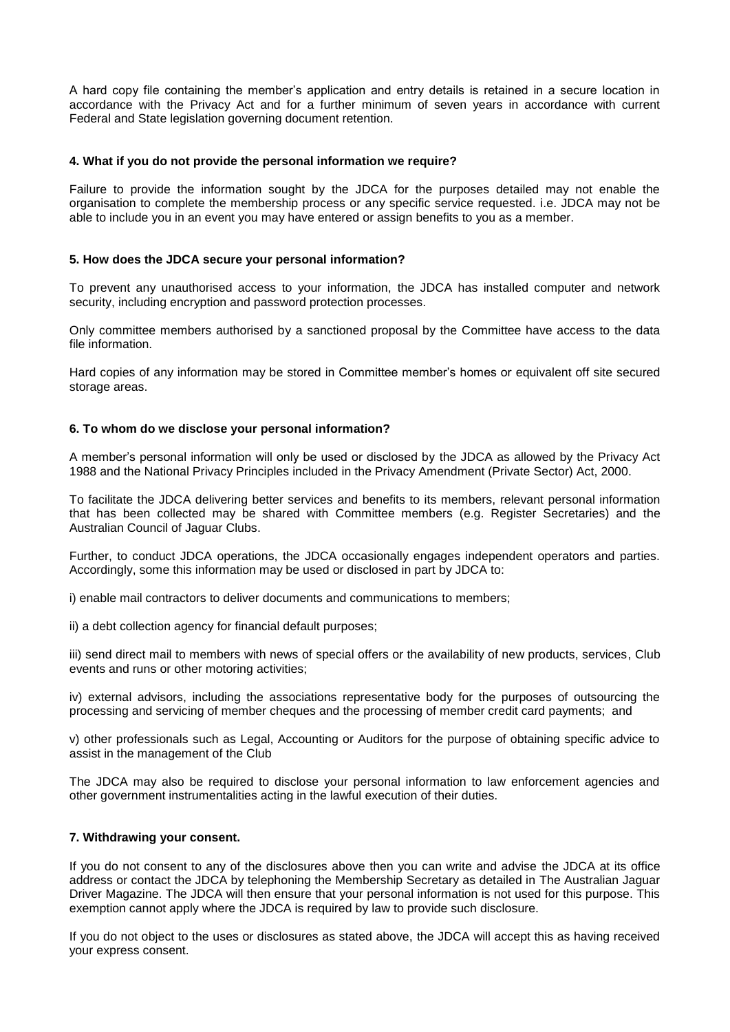A hard copy file containing the member's application and entry details is retained in a secure location in accordance with the Privacy Act and for a further minimum of seven years in accordance with current Federal and State legislation governing document retention.

**4. What if you do not provide the personal information we require?**

Failure to provide the information sought by the JDCA for the purposes detailed may not enable the organisation to complete the membership process or any specific service requested. i.e. JDCA may not be able to include you in an event you may have entered or assign benefits to you as a member.

**5. How does the JDCA secure your personal information?**

To prevent any unauthorised access to your information, the JDCA has installed computer and network security, including encryption and password protection processes.

Only committee members authorised by a sanctioned proposal by the Committee have access to the data file information.

Hard copies of any information may be stored in Committee member's homes or equivalent off site secured storage areas.

**6. To whom do we disclose your personal information?**

A member's personal information will only be used or disclosed by the JDCA as allowed by the Privacy Act 1988 and the National Privacy Principles included in the Privacy Amendment (Private Sector) Act, 2000.

To facilitate the JDCA delivering better services and benefits to its members, relevant personal information that has been collected may be shared with Committee members (e.g. Register Secretaries) and the Australian Council of Jaguar Clubs.

Further, to conduct JDCA operations, the JDCA occasionally engages independent operators and parties. Accordingly, some this information may be used or disclosed in part by JDCA to:

i) enable mail contractors to deliver documents and communications to members;

ii) a debt collection agency for financial default purposes;

iii) send direct mail to members with news of special offers or the availability of new products, services, Club events and runs or other motoring activities;

iv) external advisors, including the associations representative body for the purposes of outsourcing the processing and servicing of member cheques and the processing of member credit card payments; and

v) other professionals such as Legal, Accounting or Auditors for the purpose of obtaining specific advice to assist in the management of the Club

The JDCA may also be required to disclose your personal information to law enforcement agencies and other government instrumentalities acting in the lawful execution of their duties.

**7. Withdrawing your consent.**

If you do not consent to any of the disclosures above then you can write and advise the JDCA at its office address or contact the JDCA by telephoning the Membership Secretary as detailed in The Australian Jaguar Driver Magazine. The JDCA will then ensure that your personal information is not used for this purpose. This exemption cannot apply where the JDCA is required by law to provide such disclosure.

If you do not object to the uses or disclosures as stated above, the JDCA will accept this as having received your express consent.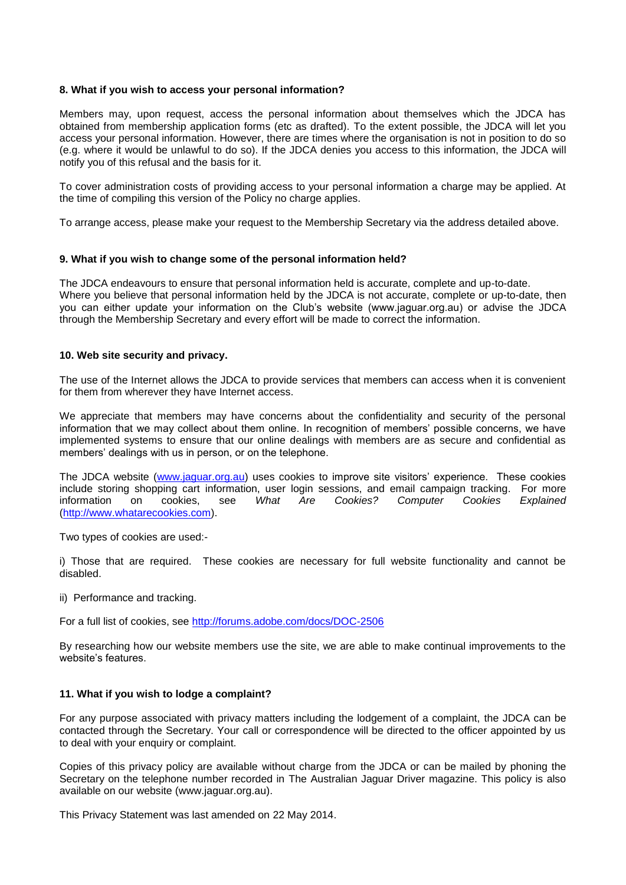### 8. What if you wish to access your personal information?

Members may, upon request, access the personal information about themselves which the JDCA has obtained from membership application forms (etc as drafted). To the extent possible, the JDCA will let you access your personal information. However, there are times where the organisation is not in position to do so (e.g. where it would be unlawful to do so). If the JDCA denies you access to this information, the JDCA will notify you of this refusal and the basis for it.

To cover administration costs of providing access to your personal information a charge may be applied. At the time of compiling this version of the Policy no charge applies.

To arrange access, please make your request to the Membership Secretary via the address detailed above.

### 9. What if you wish to change some of the personal information held?

The JDCA endeavours to ensure that personal information held is accurate, complete and up-to-date. Where you believe that personal information held by the JDCA is not accurate, complete or up-to-date, then you can either update your information on the Club's website (www.jaguar.org.au) or advise the JDCA through the Membership Secretary and every effort will be made to correct the information.

### 10. Web site security and privacy.

The use of the Internet allows the JDCA to provide services that members can access when it is convenient for them from wherever they have Internet access.

We appreciate that members may have concerns about the confidentiality and security of the personal information that we may collect about them online. In recognition of members' possible concerns, we have implemented systems to ensure that our online dealings with members are as secure and confidential as members' dealings with us in person, or on the telephone.

The JDCA website ([www.jaguar.org.au](http://www.jaguar.org.au)) uses cookies to improve site visitors' experience. These cookies include storing shopping cart information, user login sessions, and email campaign tracking. For more information on cookies, see *What Are Cookies? Computer Cookies Explained* ([http://www.whatarecookies.com](http://www.whatarecookies.com)).

Two types of cookies are used:-

i) Those that are required. These cookies are necessary for full website functionality and cannot be disabled.

ii) Performance and tracking.

For a full list of cookies, see [http://forums.adobe.com/docs/DOC-2506](http://forums.adobe.com/docs/DOC-2506)

By researching how our website members use the site, we are able to make continual improvements to the website's features.

### 11. What if you wish to lodge a complaint?

For any purpose associated with privacy matters including the lodgement of a complaint, the JDCA can be contacted through the Secretary. Your call or correspondence will be directed to the officer appointed by us to deal with your enquiry or complaint.

Copies of this privacy policy are available without charge from the JDCA or can be mailed by phoning the Secretary on the telephone number recorded in The Australian Jaguar Driver magazine. This policy is also available on our website (www.jaguar.org.au).

This Privacy Statement was last amended on 22 May 2014.